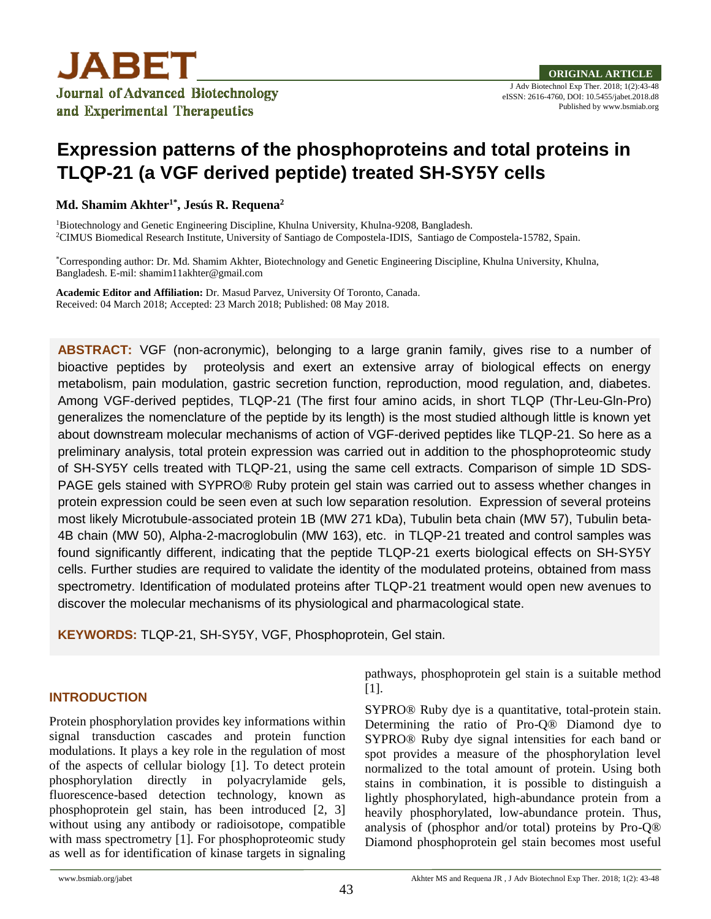**ORIGINAL ARTICLE**

J Adv Biotechnol Exp Ther. 2018; 1(2):43-48
eISSN: 2616-4760, DOI: 10.5455/jabet.2018.d8
Published by www.bsmiab.org

# Expression patterns of the phosphoproteins and total proteins in TLQP-21 (a VGF derived peptide) treated SH-SY5Y cells

**Md. Shamim Akhter[1*], Jesús R. Requena[2]**

[1]Biotechnology and Genetic Engineering Discipline, Khulna University, Khulna-9208, Bangladesh.
[2]CIMUS Biomedical Research Institute, University of Santiago de Compostela-IDIS, Santiago de Compostela-15782, Spain.

[*]Corresponding author: Dr. Md. Shamim Akhter, Biotechnology and Genetic Engineering Discipline, Khulna University, Khulna, Bangladesh. E-mil: shamim11akhter@gmail.com

**Academic Editor and Affiliation:** Dr. Masud Parvez, University Of Toronto, Canada.
Received: 04 March 2018; Accepted: 23 March 2018; Published: 08 May 2018.

**ABSTRACT:** VGF (non-acronymic), belonging to a large granin family, gives rise to a number of bioactive peptides by proteolysis and exert an extensive array of biological effects on energy metabolism, pain modulation, gastric secretion function, reproduction, mood regulation, and, diabetes. Among VGF-derived peptides, TLQP-21 (The first four amino acids, in short TLQP (Thr-Leu-Gln-Pro) generalizes the nomenclature of the peptide by its length) is the most studied although little is known yet about downstream molecular mechanisms of action of VGF-derived peptides like TLQP-21. So here as a preliminary analysis, total protein expression was carried out in addition to the phosphoproteomic study of SH-SY5Y cells treated with TLQP-21, using the same cell extracts. Comparison of simple 1D SDS-PAGE gels stained with SYPRO® Ruby protein gel stain was carried out to assess whether changes in protein expression could be seen even at such low separation resolution. Expression of several proteins most likely Microtubule-associated protein 1B (MW 271 kDa), Tubulin beta chain (MW 57), Tubulin beta-4B chain (MW 50), Alpha-2-macroglobulin (MW 163), etc. in TLQP-21 treated and control samples was found significantly different, indicating that the peptide TLQP-21 exerts biological effects on SH-SY5Y cells. Further studies are required to validate the identity of the modulated proteins, obtained from mass spectrometry. Identification of modulated proteins after TLQP-21 treatment would open new avenues to discover the molecular mechanisms of its physiological and pharmacological state.

**KEYWORDS:** TLQP-21, SH-SY5Y, VGF, Phosphoprotein, Gel stain.

## INTRODUCTION

Protein phosphorylation provides key informations within signal transduction cascades and protein function modulations. It plays a key role in the regulation of most of the aspects of cellular biology [1]. To detect protein phosphorylation directly in polyacrylamide gels, fluorescence-based detection technology, known as phosphoprotein gel stain, has been introduced [2, 3] without using any antibody or radioisotope, compatible with mass spectrometry [1]. For phosphoproteomic study as well as for identification of kinase targets in signaling pathways, phosphoprotein gel stain is a suitable method [1].

SYPRO® Ruby dye is a quantitative, total-protein stain. Determining the ratio of Pro-Q® Diamond dye to SYPRO® Ruby dye signal intensities for each band or spot provides a measure of the phosphorylation level normalized to the total amount of protein. Using both stains in combination, it is possible to distinguish a lightly phosphorylated, high-abundance protein from a heavily phosphorylated, low-abundance protein. Thus, analysis of (phosphor and/or total) proteins by Pro-Q® Diamond phosphoprotein gel stain becomes most useful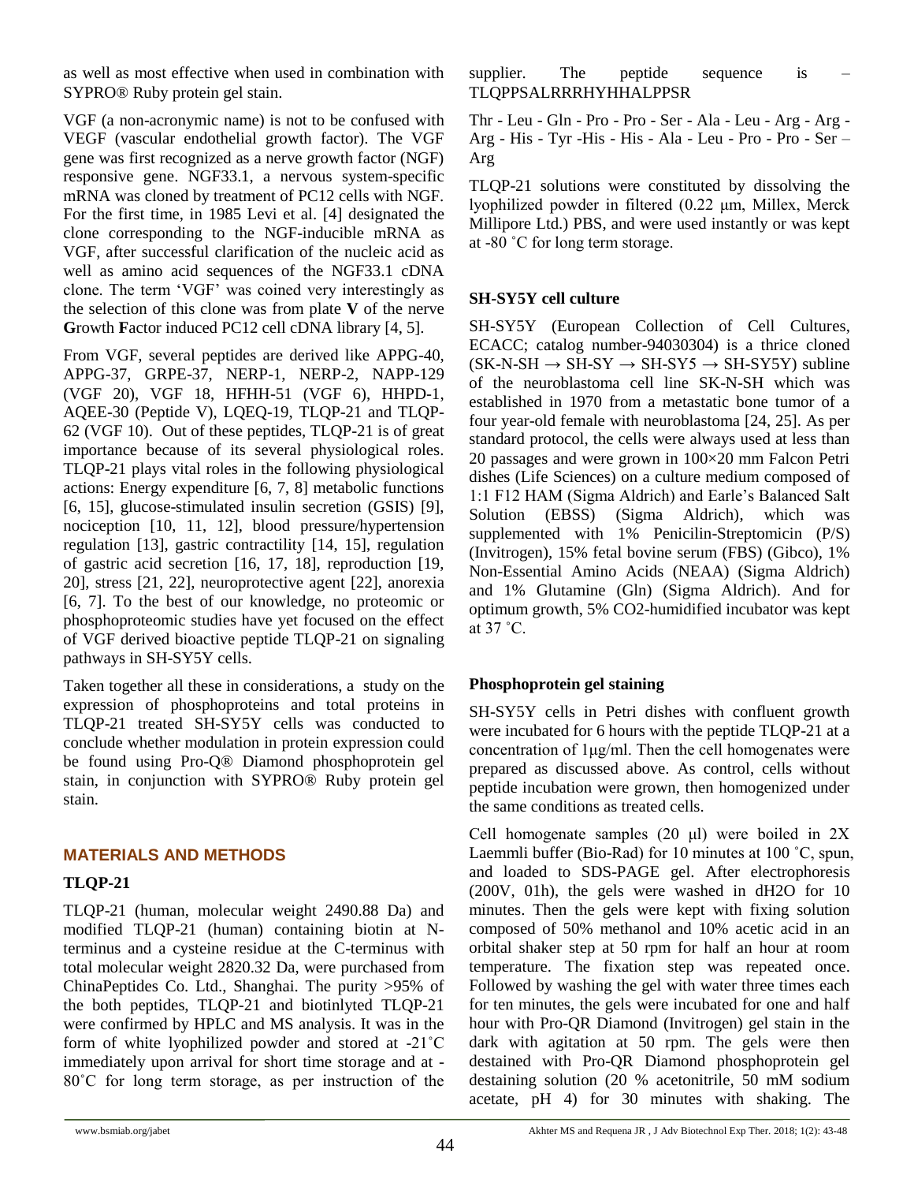as well as most effective when used in combination with SYPRO® Ruby protein gel stain.

VGF (a non-acronymic name) is not to be confused with VEGF (vascular endothelial growth factor). The VGF gene was first recognized as a nerve growth factor (NGF) responsive gene. NGF33.1, a nervous system-specific mRNA was cloned by treatment of PC12 cells with NGF. For the first time, in 1985 Levi et al. [4] designated the clone corresponding to the NGF-inducible mRNA as VGF, after successful clarification of the nucleic acid as well as amino acid sequences of the NGF33.1 cDNA clone. The term 'VGF' was coined very interestingly as the selection of this clone was from plate **V** of the nerve **G**rowth **F**actor induced PC12 cell cDNA library [4, 5].

From VGF, several peptides are derived like APPG-40, APPG-37, GRPE-37, NERP-1, NERP-2, NAPP-129 (VGF 20), VGF 18, HFHH-51 (VGF 6), HHPD-1, AQEE-30 (Peptide V), LQEQ-19, TLQP-21 and TLQP-62 (VGF 10). Out of these peptides, TLQP-21 is of great importance because of its several physiological roles. TLQP-21 plays vital roles in the following physiological actions: Energy expenditure [6, 7, 8] metabolic functions [6, 15], glucose-stimulated insulin secretion (GSIS) [9], nociception [10, 11, 12], blood pressure/hypertension regulation [13], gastric contractility [14, 15], regulation of gastric acid secretion [16, 17, 18], reproduction [19, 20], stress [21, 22], neuroprotective agent [22], anorexia [6, 7]. To the best of our knowledge, no proteomic or phosphoproteomic studies have yet focused on the effect of VGF derived bioactive peptide TLQP-21 on signaling pathways in SH-SY5Y cells.

Taken together all these in considerations, a study on the expression of phosphoproteins and total proteins in TLQP-21 treated SH-SY5Y cells was conducted to conclude whether modulation in protein expression could be found using Pro-Q® Diamond phosphoprotein gel stain, in conjunction with SYPRO® Ruby protein gel stain.

## MATERIALS AND METHODS

### TLQP-21

TLQP-21 (human, molecular weight 2490.88 Da) and modified TLQP-21 (human) containing biotin at N-terminus and a cysteine residue at the C-terminus with total molecular weight 2820.32 Da, were purchased from ChinaPeptides Co. Ltd., Shanghai. The purity >95% of the both peptides, TLQP-21 and biotinlyted TLQP-21 were confirmed by HPLC and MS analysis. It was in the form of white lyophilized powder and stored at -21˚C immediately upon arrival for short time storage and at -80˚C for long term storage, as per instruction of the supplier. The peptide sequence is – TLQPPSALRRRHYHHALPPSR

Thr - Leu - Gln - Pro - Pro - Ser - Ala - Leu - Arg - Arg - Arg - His - Tyr -His - His - Ala - Leu - Pro - Pro - Ser – Arg

TLQP-21 solutions were constituted by dissolving the lyophilized powder in filtered (0.22 μm, Millex, Merck Millipore Ltd.) PBS, and were used instantly or was kept at -80 ˚C for long term storage.

### SH-SY5Y cell culture

SH-SY5Y (European Collection of Cell Cultures, ECACC; catalog number-94030304) is a thrice cloned (SK-N-SH → SH-SY → SH-SY5 → SH-SY5Y) subline of the neuroblastoma cell line SK-N-SH which was established in 1970 from a metastatic bone tumor of a four year-old female with neuroblastoma [24, 25]. As per standard protocol, the cells were always used at less than 20 passages and were grown in 100×20 mm Falcon Petri dishes (Life Sciences) on a culture medium composed of 1:1 F12 HAM (Sigma Aldrich) and Earle's Balanced Salt Solution (EBSS) (Sigma Aldrich), which was supplemented with 1% Penicilin-Streptomicin (P/S) (Invitrogen), 15% fetal bovine serum (FBS) (Gibco), 1% Non-Essential Amino Acids (NEAA) (Sigma Aldrich) and 1% Glutamine (Gln) (Sigma Aldrich). And for optimum growth, 5% CO2-humidified incubator was kept at 37 ˚C.

### Phosphoprotein gel staining

SH-SY5Y cells in Petri dishes with confluent growth were incubated for 6 hours with the peptide TLQP-21 at a concentration of 1μg/ml. Then the cell homogenates were prepared as discussed above. As control, cells without peptide incubation were grown, then homogenized under the same conditions as treated cells.

Cell homogenate samples (20 μl) were boiled in 2X Laemmli buffer (Bio-Rad) for 10 minutes at 100 ˚C, spun, and loaded to SDS-PAGE gel. After electrophoresis (200V, 01h), the gels were washed in dH2O for 10 minutes. Then the gels were kept with fixing solution composed of 50% methanol and 10% acetic acid in an orbital shaker step at 50 rpm for half an hour at room temperature. The fixation step was repeated once. Followed by washing the gel with water three times each for ten minutes, the gels were incubated for one and half hour with Pro-QR Diamond (Invitrogen) gel stain in the dark with agitation at 50 rpm. The gels were then destained with Pro-QR Diamond phosphoprotein gel destaining solution (20 % acetonitrile, 50 mM sodium acetate, pH 4) for 30 minutes with shaking. The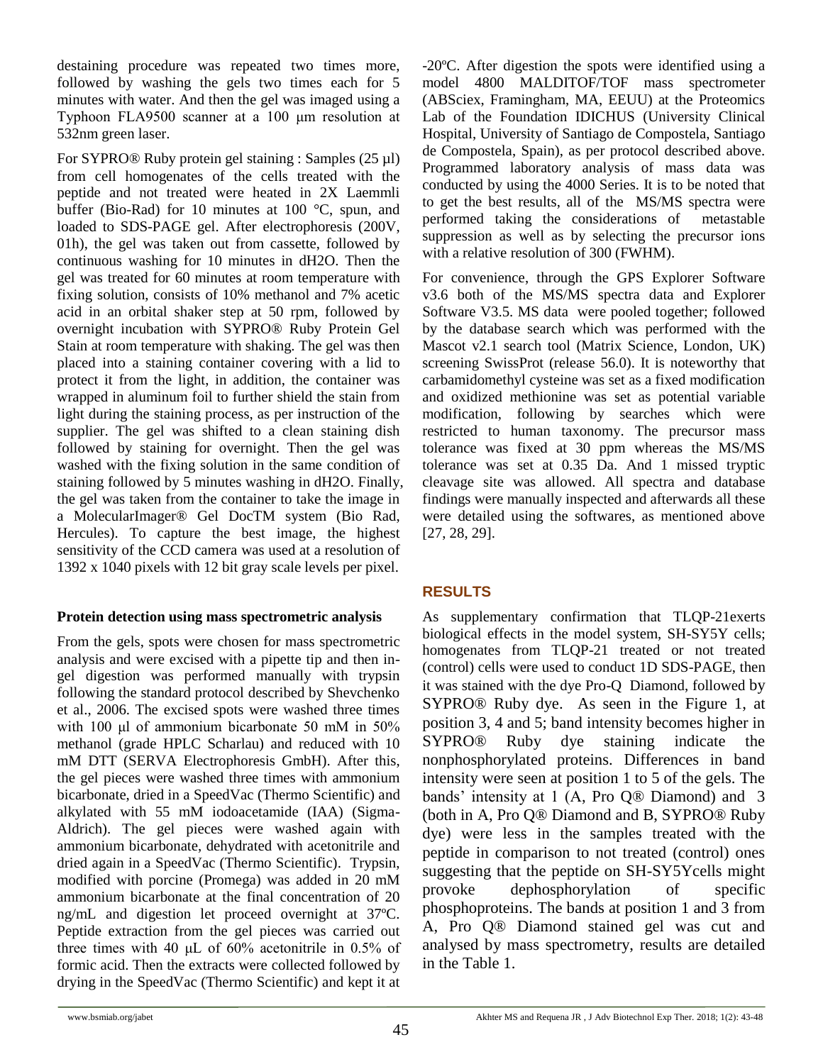destaining procedure was repeated two times more, followed by washing the gels two times each for 5 minutes with water. And then the gel was imaged using a Typhoon FLA9500 scanner at a 100 µm resolution at 532nm green laser.

For SYPRO® Ruby protein gel staining : Samples (25 µl) from cell homogenates of the cells treated with the peptide and not treated were heated in 2X Laemmli buffer (Bio-Rad) for 10 minutes at 100 °C, spun, and loaded to SDS-PAGE gel. After electrophoresis (200V, 01h), the gel was taken out from cassette, followed by continuous washing for 10 minutes in dH2O. Then the gel was treated for 60 minutes at room temperature with fixing solution, consists of 10% methanol and 7% acetic acid in an orbital shaker step at 50 rpm, followed by overnight incubation with SYPRO® Ruby Protein Gel Stain at room temperature with shaking. The gel was then placed into a staining container covering with a lid to protect it from the light, in addition, the container was wrapped in aluminum foil to further shield the stain from light during the staining process, as per instruction of the supplier. The gel was shifted to a clean staining dish followed by staining for overnight. Then the gel was washed with the fixing solution in the same condition of staining followed by 5 minutes washing in dH2O. Finally, the gel was taken from the container to take the image in a MolecularImager® Gel DocTM system (Bio Rad, Hercules). To capture the best image, the highest sensitivity of the CCD camera was used at a resolution of 1392 x 1040 pixels with 12 bit gray scale levels per pixel.

**Protein detection using mass spectrometric analysis**

From the gels, spots were chosen for mass spectrometric analysis and were excised with a pipette tip and then in-gel digestion was performed manually with trypsin following the standard protocol described by Shevchenko et al., 2006. The excised spots were washed three times with 100 µl of ammonium bicarbonate 50 mM in 50% methanol (grade HPLC Scharlau) and reduced with 10 mM DTT (SERVA Electrophoresis GmbH). After this, the gel pieces were washed three times with ammonium bicarbonate, dried in a SpeedVac (Thermo Scientific) and alkylated with 55 mM iodoacetamide (IAA) (Sigma-Aldrich). The gel pieces were washed again with ammonium bicarbonate, dehydrated with acetonitrile and dried again in a SpeedVac (Thermo Scientific). Trypsin, modified with porcine (Promega) was added in 20 mM ammonium bicarbonate at the final concentration of 20 ng/mL and digestion let proceed overnight at 37ºC. Peptide extraction from the gel pieces was carried out three times with 40 µL of 60% acetonitrile in 0.5% of formic acid. Then the extracts were collected followed by drying in the SpeedVac (Thermo Scientific) and kept it at -20ºC. After digestion the spots were identified using a model 4800 MALDITOF/TOF mass spectrometer (ABSciex, Framingham, MA, EEUU) at the Proteomics Lab of the Foundation IDICHUS (University Clinical Hospital, University of Santiago de Compostela, Santiago de Compostela, Spain), as per protocol described above. Programmed laboratory analysis of mass data was conducted by using the 4000 Series. It is to be noted that to get the best results, all of the MS/MS spectra were performed taking the considerations of metastable suppression as well as by selecting the precursor ions with a relative resolution of 300 (FWHM).

For convenience, through the GPS Explorer Software v3.6 both of the MS/MS spectra data and Explorer Software V3.5. MS data were pooled together; followed by the database search which was performed with the Mascot v2.1 search tool (Matrix Science, London, UK) screening SwissProt (release 56.0). It is noteworthy that carbamidomethyl cysteine was set as a fixed modification and oxidized methionine was set as potential variable modification, following by searches which were restricted to human taxonomy. The precursor mass tolerance was fixed at 30 ppm whereas the MS/MS tolerance was set at 0.35 Da. And 1 missed tryptic cleavage site was allowed. All spectra and database findings were manually inspected and afterwards all these were detailed using the softwares, as mentioned above [27, 28, 29].

## RESULTS

As supplementary confirmation that TLQP-21exerts biological effects in the model system, SH-SY5Y cells; homogenates from TLQP-21 treated or not treated (control) cells were used to conduct 1D SDS-PAGE, then it was stained with the dye Pro-Q Diamond, followed by SYPRO® Ruby dye. As seen in the Figure 1, at position 3, 4 and 5; band intensity becomes higher in SYPRO® Ruby dye staining indicate the nonphosphorylated proteins. Differences in band intensity were seen at position 1 to 5 of the gels. The bands' intensity at 1 (A, Pro Q® Diamond) and 3 (both in A, Pro Q® Diamond and B, SYPRO® Ruby dye) were less in the samples treated with the peptide in comparison to not treated (control) ones suggesting that the peptide on SH-SY5Ycells might provoke dephosphorylation of specific phosphoproteins. The bands at position 1 and 3 from A, Pro Q® Diamond stained gel was cut and analysed by mass spectrometry, results are detailed in the Table 1.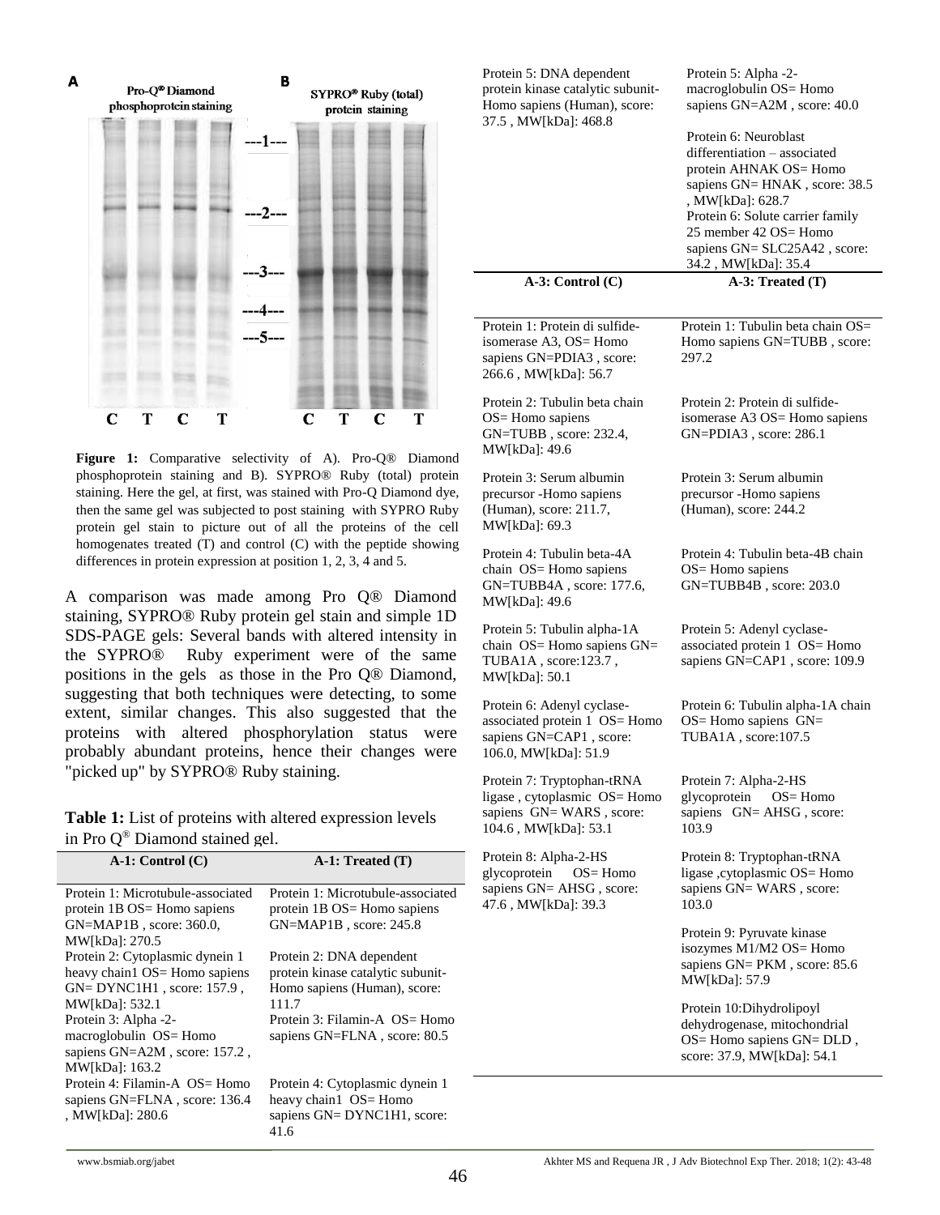**Figure 1:** Comparative selectivity of A). Pro-Q® Diamond phosphoprotein staining and B). SYPRO® Ruby (total) protein staining. Here the gel, at first, was stained with Pro-Q Diamond dye, then the same gel was subjected to post staining with SYPRO Ruby protein gel stain to picture out of all the proteins of the cell homogenates treated (T) and control (C) with the peptide showing differences in protein expression at position 1, 2, 3, 4 and 5.

A comparison was made among Pro Q® Diamond staining, SYPRO® Ruby protein gel stain and simple 1D SDS-PAGE gels: Several bands with altered intensity in the SYPRO® Ruby experiment were of the same positions in the gels as those in the Pro Q® Diamond, suggesting that both techniques were detecting, to some extent, similar changes. This also suggested that the proteins with altered phosphorylation status were probably abundant proteins, hence their changes were "picked up" by SYPRO® Ruby staining.

**Table 1:** List of proteins with altered expression levels in Pro Q® Diamond stained gel.

| A-1: Control (C) | A-1: Treated (T) |
|---|---|
| Protein 1: Microtubule-associated protein 1B OS= Homo sapiens GN=MAP1B , score: 360.0, MW[kDa]: 270.5 | Protein 1: Microtubule-associated protein 1B OS= Homo sapiens GN=MAP1B , score: 245.8 |
| Protein 2: Cytoplasmic dynein 1 heavy chain1 OS= Homo sapiens GN= DYNC1H1 , score: 157.9 , MW[kDa]: 532.1 | Protein 2: DNA dependent protein kinase catalytic subunit-Homo sapiens (Human), score: 111.7 |
| Protein 3: Alpha -2-macroglobulin OS= Homo sapiens GN=A2M , score: 157.2 , MW[kDa]: 163.2 | Protein 3: Filamin-A OS= Homo sapiens GN=FLNA , score: 80.5 |
| Protein 4: Filamin-A OS= Homo sapiens GN=FLNA , score: 136.4 , MW[kDa]: 280.6 | Protein 4: Cytoplasmic dynein 1 heavy chain1 OS= Homo sapiens GN= DYNC1H1, score: 41.6 |
| Protein 5: DNA dependent protein kinase catalytic subunit-Homo sapiens (Human), score: 37.5 , MW[kDa]: 468.8 | Protein 5: Alpha -2-macroglobulin OS= Homo sapiens GN=A2M , score: 40.0 |
| | Protein 6: Neuroblast differentiation – associated protein AHNAK OS= Homo sapiens GN= HNAK , score: 38.5 , MW[kDa]: 628.7 |
| | Protein 6: Solute carrier family 25 member 42 OS= Homo sapiens GN= SLC25A42 , score: 34.2 , MW[kDa]: 35.4 |

| A-3: Control (C) | A-3: Treated (T) |
|---|---|
| Protein 1: Protein di sulfide-isomerase A3, OS= Homo sapiens GN=PDIA3 , score: 266.6 , MW[kDa]: 56.7 | Protein 1: Tubulin beta chain OS= Homo sapiens GN=TUBB , score: 297.2 |
| Protein 2: Tubulin beta chain OS= Homo sapiens GN=TUBB , score: 232.4, MW[kDa]: 49.6 | Protein 2: Protein di sulfide-isomerase A3 OS= Homo sapiens GN=PDIA3 , score: 286.1 |
| Protein 3: Serum albumin precursor -Homo sapiens (Human), score: 211.7, MW[kDa]: 69.3 | Protein 3: Serum albumin precursor -Homo sapiens (Human), score: 244.2 |
| Protein 4: Tubulin beta-4A chain OS= Homo sapiens GN=TUBB4A , score: 177.6, MW[kDa]: 49.6 | Protein 4: Tubulin beta-4B chain OS= Homo sapiens GN=TUBB4B , score: 203.0 |
| Protein 5: Tubulin alpha-1A chain OS= Homo sapiens GN= TUBA1A , score:123.7 , MW[kDa]: 50.1 | Protein 5: Adenyl cyclase-associated protein 1 OS= Homo sapiens GN=CAP1 , score: 109.9 |
| Protein 6: Adenyl cyclase-associated protein 1 OS= Homo sapiens GN=CAP1 , score: 106.0, MW[kDa]: 51.9 | Protein 6: Tubulin alpha-1A chain OS= Homo sapiens GN= TUBA1A , score:107.5 |
| Protein 7: Tryptophan-tRNA ligase , cytoplasmic OS= Homo sapiens GN= WARS , score: 104.6 , MW[kDa]: 53.1 | Protein 7: Alpha-2-HS glycoprotein OS= Homo sapiens GN= AHSG , score: 103.9 |
| Protein 8: Alpha-2-HS glycoprotein OS= Homo sapiens GN= AHSG , score: 47.6 , MW[kDa]: 39.3 | Protein 8: Tryptophan-tRNA ligase ,cytoplasmic OS= Homo sapiens GN= WARS , score: 103.0 |
| | Protein 9: Pyruvate kinase isozymes M1/M2 OS= Homo sapiens GN= PKM , score: 85.6 MW[kDa]: 57.9 |
| | Protein 10:Dihydrolipoyl dehydrogenase, mitochondrial OS= Homo sapiens GN= DLD , score: 37.9, MW[kDa]: 54.1 |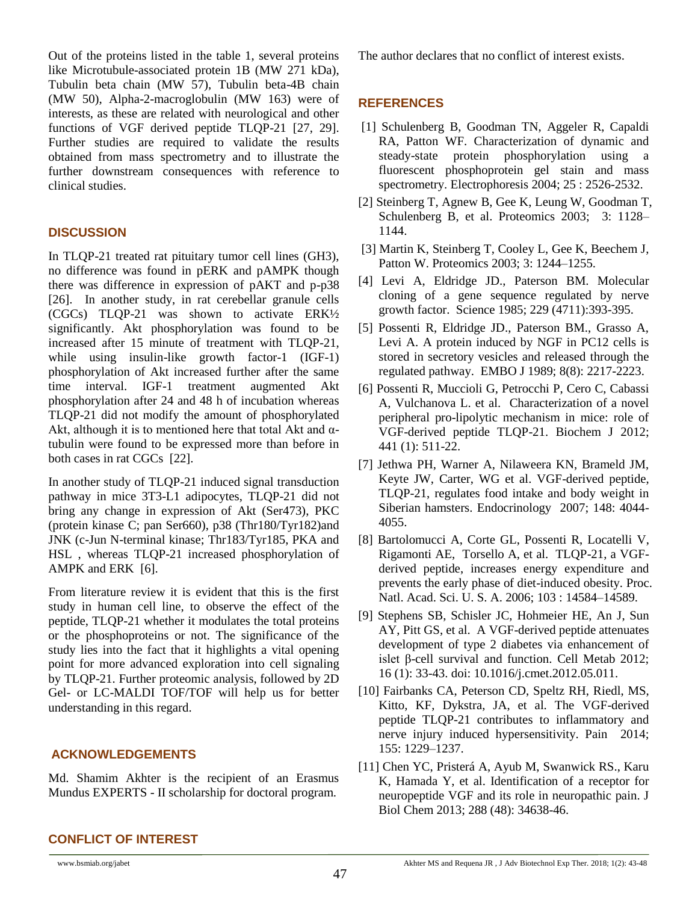Out of the proteins listed in the table 1, several proteins like Microtubule-associated protein 1B (MW 271 kDa), Tubulin beta chain (MW 57), Tubulin beta-4B chain (MW 50), Alpha-2-macroglobulin (MW 163) were of interests, as these are related with neurological and other functions of VGF derived peptide TLQP-21 [27, 29]. Further studies are required to validate the results obtained from mass spectrometry and to illustrate the further downstream consequences with reference to clinical studies.

## DISCUSSION

In TLQP-21 treated rat pituitary tumor cell lines (GH3), no difference was found in pERK and pAMPK though there was difference in expression of pAKT and p-p38 [26]. In another study, in rat cerebellar granule cells (CGCs) TLQP-21 was shown to activate ERK½ significantly. Akt phosphorylation was found to be increased after 15 minute of treatment with TLQP-21, while using insulin-like growth factor-1 (IGF-1) phosphorylation of Akt increased further after the same time interval. IGF-1 treatment augmented Akt phosphorylation after 24 and 48 h of incubation whereas TLQP-21 did not modify the amount of phosphorylated Akt, although it is to mentioned here that total Akt and α-tubulin were found to be expressed more than before in both cases in rat CGCs [22].

In another study of TLQP-21 induced signal transduction pathway in mice 3T3-L1 adipocytes, TLQP-21 did not bring any change in expression of Akt (Ser473), PKC (protein kinase C; pan Ser660), p38 (Thr180/Tyr182)and JNK (c-Jun N-terminal kinase; Thr183/Tyr185, PKA and HSL , whereas TLQP-21 increased phosphorylation of AMPK and ERK [6].

From literature review it is evident that this is the first study in human cell line, to observe the effect of the peptide, TLQP-21 whether it modulates the total proteins or the phosphoproteins or not. The significance of the study lies into the fact that it highlights a vital opening point for more advanced exploration into cell signaling by TLQP-21. Further proteomic analysis, followed by 2D Gel- or LC-MALDI TOF/TOF will help us for better understanding in this regard.

## ACKNOWLEDGEMENTS

Md. Shamim Akhter is the recipient of an Erasmus Mundus EXPERTS - II scholarship for doctoral program.

## CONFLICT OF INTEREST

The author declares that no conflict of interest exists.

## REFERENCES

[1] Schulenberg B, Goodman TN, Aggeler R, Capaldi RA, Patton WF. Characterization of dynamic and steady-state protein phosphorylation using a fluorescent phosphoprotein gel stain and mass spectrometry. Electrophoresis 2004; 25 : 2526-2532.

[2] Steinberg T, Agnew B, Gee K, Leung W, Goodman T, Schulenberg B, et al. Proteomics 2003; 3: 1128–1144.

[3] Martin K, Steinberg T, Cooley L, Gee K, Beechem J, Patton W. Proteomics 2003; 3: 1244–1255.

[4] Levi A, Eldridge JD., Paterson BM. Molecular cloning of a gene sequence regulated by nerve growth factor. Science 1985; 229 (4711):393-395.

[5] Possenti R, Eldridge JD., Paterson BM., Grasso A, Levi A. A protein induced by NGF in PC12 cells is stored in secretory vesicles and released through the regulated pathway. EMBO J 1989; 8(8): 2217-2223.

[6] Possenti R, Muccioli G, Petrocchi P, Cero C, Cabassi A, Vulchanova L. et al. Characterization of a novel peripheral pro-lipolytic mechanism in mice: role of VGF-derived peptide TLQP-21. Biochem J 2012; 441 (1): 511-22.

[7] Jethwa PH, Warner A, Nilaweera KN, Brameld JM, Keyte JW, Carter, WG et al. VGF-derived peptide, TLQP-21, regulates food intake and body weight in Siberian hamsters. Endocrinology 2007; 148: 4044-4055.

[8] Bartolomucci A, Corte GL, Possenti R, Locatelli V, Rigamonti AE, Torsello A, et al. TLQP-21, a VGF-derived peptide, increases energy expenditure and prevents the early phase of diet-induced obesity. Proc. Natl. Acad. Sci. U. S. A. 2006; 103 : 14584–14589.

[9] Stephens SB, Schisler JC, Hohmeier HE, An J, Sun AY, Pitt GS, et al. A VGF-derived peptide attenuates development of type 2 diabetes via enhancement of islet β-cell survival and function. Cell Metab 2012; 16 (1): 33-43. doi: 10.1016/j.cmet.2012.05.011.

[10] Fairbanks CA, Peterson CD, Speltz RH, Riedl, MS, Kitto, KF, Dykstra, JA, et al. The VGF-derived peptide TLQP-21 contributes to inflammatory and nerve injury induced hypersensitivity. Pain 2014; 155: 1229–1237.

[11] Chen YC, Pristerá A, Ayub M, Swanwick RS., Karu K, Hamada Y, et al. Identification of a receptor for neuropeptide VGF and its role in neuropathic pain. J Biol Chem 2013; 288 (48): 34638-46.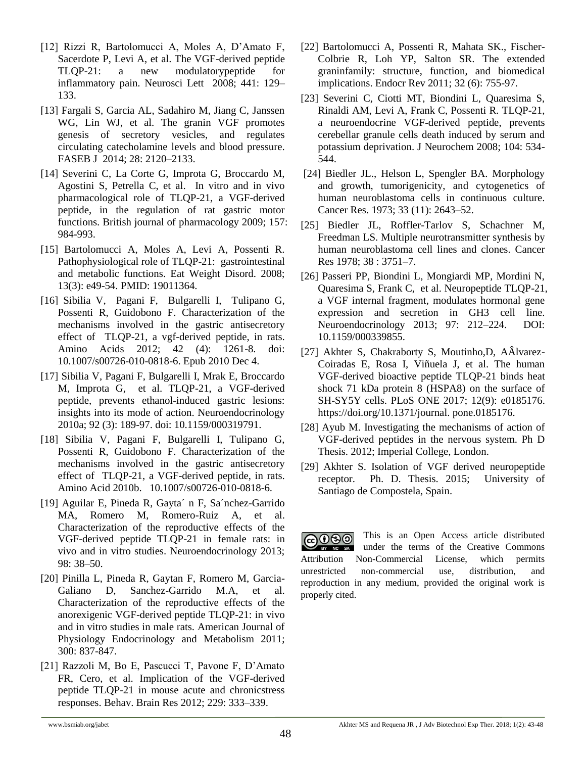[12] Rizzi R, Bartolomucci A, Moles A, D'Amato F, Sacerdote P, Levi A, et al. The VGF-derived peptide TLQP-21: a new modulatorypeptide for inflammatory pain. Neurosci Lett 2008; 441: 129–133.

[13] Fargali S, Garcia AL, Sadahiro M, Jiang C, Janssen WG, Lin WJ, et al. The granin VGF promotes genesis of secretory vesicles, and regulates circulating catecholamine levels and blood pressure. FASEB J 2014; 28: 2120–2133.

[14] Severini C, La Corte G, Improta G, Broccardo M, Agostini S, Petrella C, et al. In vitro and in vivo pharmacological role of TLQP-21, a VGF-derived peptide, in the regulation of rat gastric motor functions. British journal of pharmacology 2009; 157: 984-993.

[15] Bartolomucci A, Moles A, Levi A, Possenti R. Pathophysiological role of TLQP-21: gastrointestinal and metabolic functions. Eat Weight Disord. 2008; 13(3): e49-54. PMID: 19011364.

[16] Sibilia V, Pagani F, Bulgarelli I, Tulipano G, Possenti R, Guidobono F. Characterization of the mechanisms involved in the gastric antisecretory effect of TLQP-21, a vgf-derived peptide, in rats. Amino Acids 2012; 42 (4): 1261-8. doi: 10.1007/s00726-010-0818-6. Epub 2010 Dec 4.

[17] Sibilia V, Pagani F, Bulgarelli I, Mrak E, Broccardo M, Improta G, et al. TLQP-21, a VGF-derived peptide, prevents ethanol-induced gastric lesions: insights into its mode of action. Neuroendocrinology 2010a; 92 (3): 189-97. doi: 10.1159/000319791.

[18] Sibilia V, Pagani F, Bulgarelli I, Tulipano G, Possenti R, Guidobono F. Characterization of the mechanisms involved in the gastric antisecretory effect of TLQP-21, a VGF-derived peptide, in rats. Amino Acid 2010b. 10.1007/s00726-010-0818-6.

[19] Aguilar E, Pineda R, Gayta´ n F, Sa´nchez-Garrido MA, Romero M, Romero-Ruiz A, et al. Characterization of the reproductive effects of the VGF-derived peptide TLQP-21 in female rats: in vivo and in vitro studies. Neuroendocrinology 2013; 98: 38–50.

[20] Pinilla L, Pineda R, Gaytan F, Romero M, Garcia-Galiano D, Sanchez-Garrido M.A, et al. Characterization of the reproductive effects of the anorexigenic VGF-derived peptide TLQP-21: in vivo and in vitro studies in male rats. American Journal of Physiology Endocrinology and Metabolism 2011; 300: 837-847.

[21] Razzoli M, Bo E, Pascucci T, Pavone F, D'Amato FR, Cero, et al. Implication of the VGF-derived peptide TLQP-21 in mouse acute and chronicstress responses. Behav. Brain Res 2012; 229: 333–339.

[22] Bartolomucci A, Possenti R, Mahata SK., Fischer-Colbrie R, Loh YP, Salton SR. The extended graninfamily: structure, function, and biomedical implications. Endocr Rev 2011; 32 (6): 755-97.

[23] Severini C, Ciotti MT, Biondini L, Quaresima S, Rinaldi AM, Levi A, Frank C, Possenti R. TLQP-21, a neuroendocrine VGF-derived peptide, prevents cerebellar granule cells death induced by serum and potassium deprivation. J Neurochem 2008; 104: 534-544.

[24] Biedler JL., Helson L, Spengler BA. Morphology and growth, tumorigenicity, and cytogenetics of human neuroblastoma cells in continuous culture. Cancer Res. 1973; 33 (11): 2643–52.

[25] Biedler JL, Roffler-Tarlov S, Schachner M, Freedman LS. Multiple neurotransmitter synthesis by human neuroblastoma cell lines and clones. Cancer Res 1978; 38 : 3751–7.

[26] Passeri PP, Biondini L, Mongiardi MP, Mordini N, Quaresima S, Frank C, et al. Neuropeptide TLQP-21, a VGF internal fragment, modulates hormonal gene expression and secretion in GH3 cell line. Neuroendocrinology 2013; 97: 212–224. DOI: 10.1159/000339855.

[27] Akhter S, Chakraborty S, Moutinho,D, AÂlvarez-Coiradas E, Rosa I, Viñuela J, et al. The human VGF-derived bioactive peptide TLQP-21 binds heat shock 71 kDa protein 8 (HSPA8) on the surface of SH-SY5Y cells. PLoS ONE 2017; 12(9): e0185176. https://doi.org/10.1371/journal. pone.0185176.

[28] Ayub M. Investigating the mechanisms of action of VGF-derived peptides in the nervous system. Ph D Thesis. 2012; Imperial College, London.

[29] Akhter S. Isolation of VGF derived neuropeptide receptor. Ph. D. Thesis. 2015; University of Santiago de Compostela, Spain.

This is an Open Access article distributed under the terms of the Creative Commons Attribution Non-Commercial License, which permits unrestricted non-commercial use, distribution, and reproduction in any medium, provided the original work is properly cited.